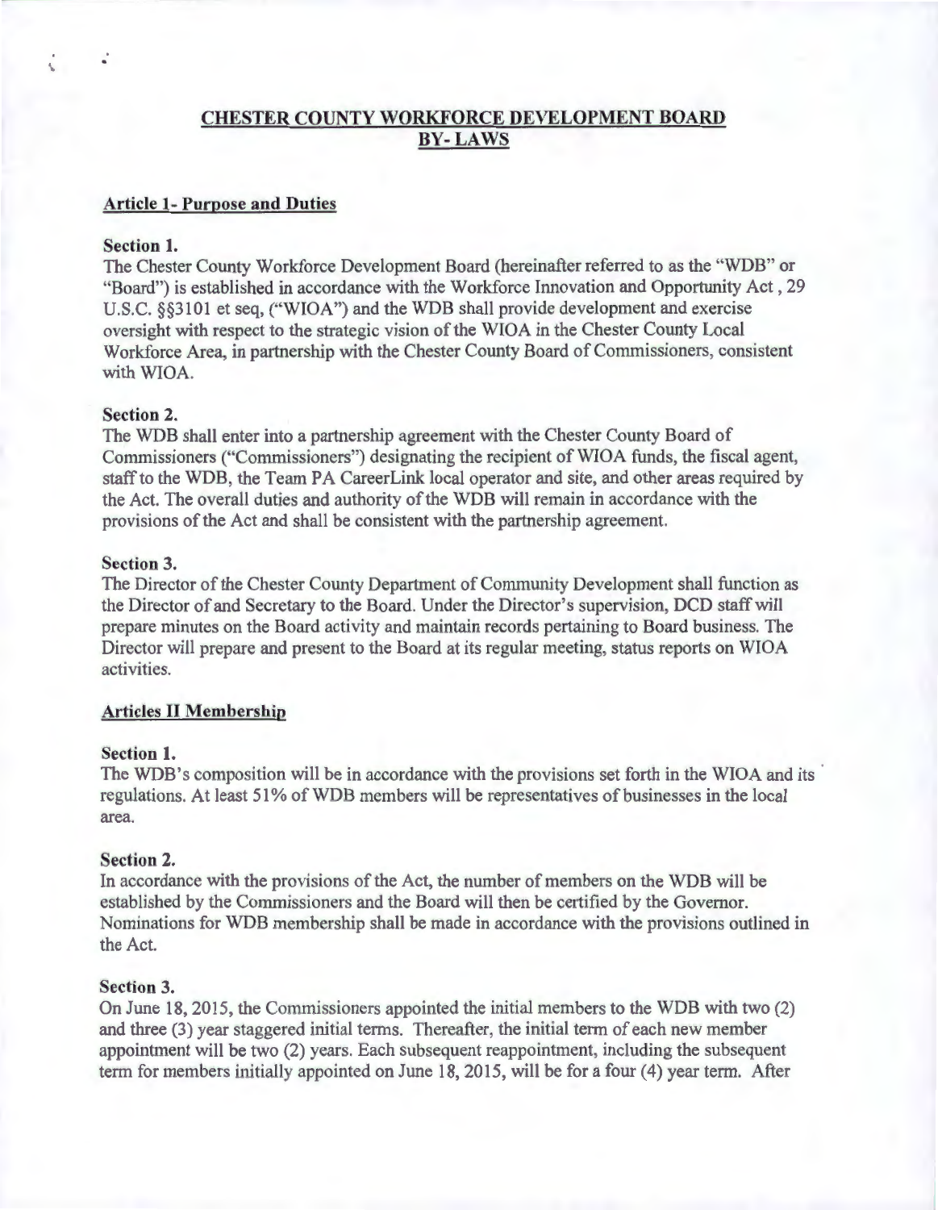# CHESTER COUNTY WORKFORCE DEVELOPMENT BOARD BY- LAWS

## Article 1- Purpose and Duties

### Section 1.

The Chester County Workforce Development Board (hereinafter referred to as the "WDB" or "Board") is established in accordance with the Workforce Innovation and Opportunity Act , 29 U.S.C. §§3101 et seq, ("WIOA") and the WDB shall provide development and exercise oversight with respect to the strategic vision of the WIOA in the Chester County Local Workforce Area, in partnership with the Chester County Board of Commissioners, consistent with WIOA.

### Section 2.

The WDB shall enter into a partnership agreement with the Chester County Board of Commissioners ("Commissioners") designating the recipient of WIOA funds, the fiscal agent, staff to the WDB, the Team PA CareerLink local operator and site, and other areas required by the Act. The overall duties and authority of the WDB will remain in accordance with the provisions of the Act and shall be consistent with the partnership agreement.

### Section 3.

The Director of the Chester County Department of Community Development shall function as the Director of and Secretary to the Board. Under the Director's supervision, DCD staff will prepare minutes on the Board activity and maintain records pertaining to Board business. The Director will prepare and present to the Board at its regular meeting, status reports on WIOA activities.

## Articles II Membership

### Section 1.

The WDB's composition will be in accordance with the provisions set forth in the WIOA and its regulations. At least 51% of WDB members will be representatives of businesses in the local area.

### Section 2.

In accordance with the provisions of the Act, the number of members on the WDB will be established by the Commissioners and the Board will then be certified by the Governor. Nominations for WDB membership shall be made in accordance with the provisions outlined in the Act.

### Section 3.

On June 18, 2015, the Commissioners appointed the initial members to the WDB with two (2) and three (3) year staggered initial terms. Thereafter, the initial term of each new member appointment will be two (2) years. Each subsequent reappointment, including the subsequent term for members initially appointed on June 18, 2015, will be for a four (4) year term. After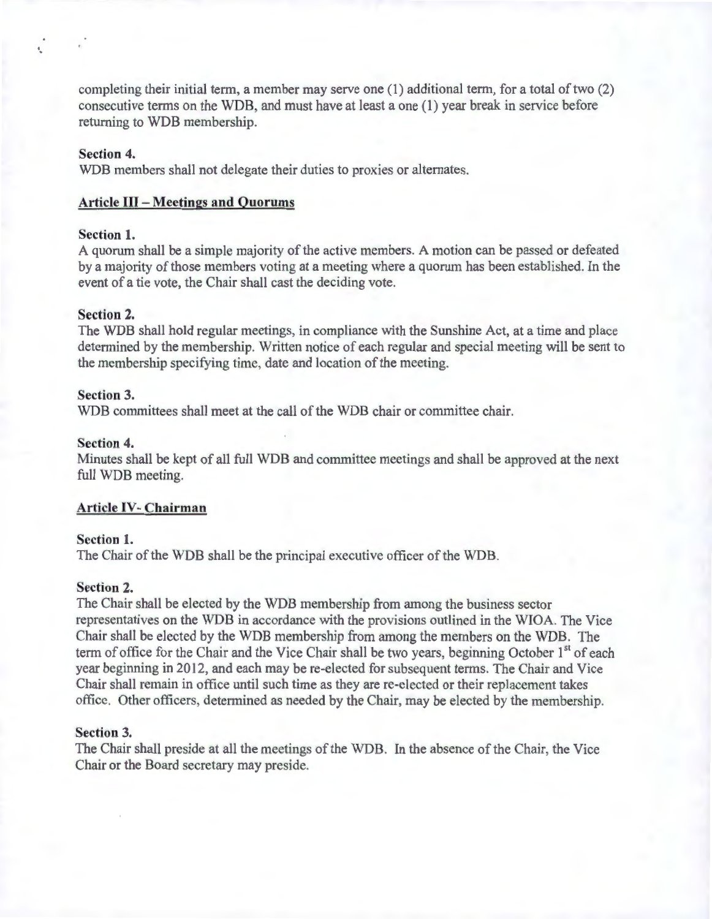completing their initial term, a member may serve one (1) additional term, for a total of two (2) consecutive terms on the WDB, and must have at least a one (1) year break in service before returning to WDB membership.

**Section 4.**
WDB members shall not delegate their duties to proxies or alternates.

## Article III – Meetings and Quorums

**Section 1.**
A quorum shall be a simple majority of the active members. A motion can be passed or defeated by a majority of those members voting at a meeting where a quorum has been established. In the event of a tie vote, the Chair shall cast the deciding vote.

**Section 2.**
The WDB shall hold regular meetings, in compliance with the Sunshine Act, at a time and place determined by the membership. Written notice of each regular and special meeting will be sent to the membership specifying time, date and location of the meeting.

**Section 3.**
WDB committees shall meet at the call of the WDB chair or committee chair.

**Section 4.**
Minutes shall be kept of all full WDB and committee meetings and shall be approved at the next full WDB meeting.

## Article IV- Chairman

**Section 1.**
The Chair of the WDB shall be the principal executive officer of the WDB.

**Section 2.**
The Chair shall be elected by the WDB membership from among the business sector representatives on the WDB in accordance with the provisions outlined in the WIOA. The Vice Chair shall be elected by the WDB membership from among the members on the WDB. The term of office for the Chair and the Vice Chair shall be two years, beginning October 1st of each year beginning in 2012, and each may be re-elected for subsequent terms. The Chair and Vice Chair shall remain in office until such time as they are re-elected or their replacement takes office. Other officers, determined as needed by the Chair, may be elected by the membership.

**Section 3.**
The Chair shall preside at all the meetings of the WDB. In the absence of the Chair, the Vice Chair or the Board secretary may preside.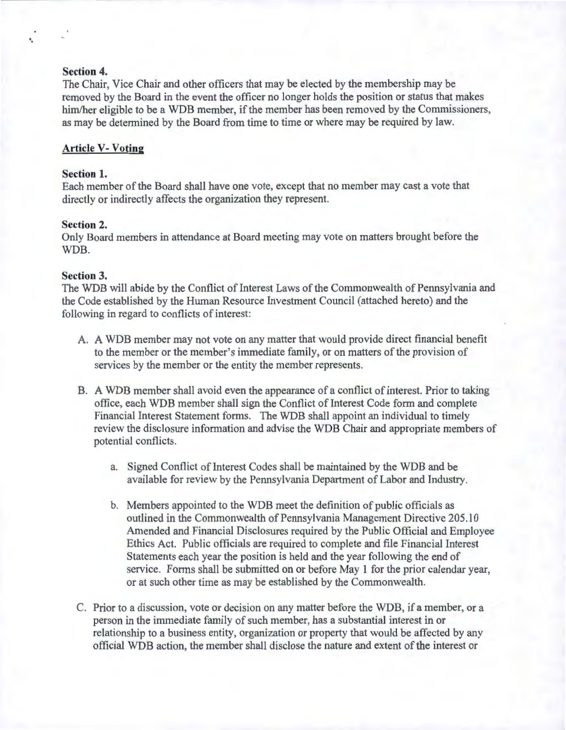**Section 4.**
The Chair, Vice Chair and other officers that may be elected by the membership may be removed by the Board in the event the officer no longer holds the position or status that makes him/her eligible to be a WDB member, if the member has been removed by the Commissioners, as may be determined by the Board from time to time or where may be required by law.

## Article V- Voting

**Section 1.**
Each member of the Board shall have one vote, except that no member may cast a vote that directly or indirectly affects the organization they represent.

**Section 2.**
Only Board members in attendance at Board meeting may vote on matters brought before the WDB.

**Section 3.**
The WDB will abide by the Conflict of Interest Laws of the Commonwealth of Pennsylvania and the Code established by the Human Resource Investment Council (attached hereto) and the following in regard to conflicts of interest:

A. A WDB member may not vote on any matter that would provide direct financial benefit to the member or the member's immediate family, or on matters of the provision of services by the member or the entity the member represents.

B. A WDB member shall avoid even the appearance of a conflict of interest. Prior to taking office, each WDB member shall sign the Conflict of Interest Code form and complete Financial Interest Statement forms. The WDB shall appoint an individual to timely review the disclosure information and advise the WDB Chair and appropriate members of potential conflicts.

   a. Signed Conflict of Interest Codes shall be maintained by the WDB and be available for review by the Pennsylvania Department of Labor and Industry.

   b. Members appointed to the WDB meet the definition of public officials as outlined in the Commonwealth of Pennsylvania Management Directive 205.10 Amended and Financial Disclosures required by the Public Official and Employee Ethics Act. Public officials are required to complete and file Financial Interest Statements each year the position is held and the year following the end of service. Forms shall be submitted on or before May 1 for the prior calendar year, or at such other time as may be established by the Commonwealth.

C. Prior to a discussion, vote or decision on any matter before the WDB, if a member, or a person in the immediate family of such member, has a substantial interest in or relationship to a business entity, organization or property that would be affected by any official WDB action, the member shall disclose the nature and extent of the interest or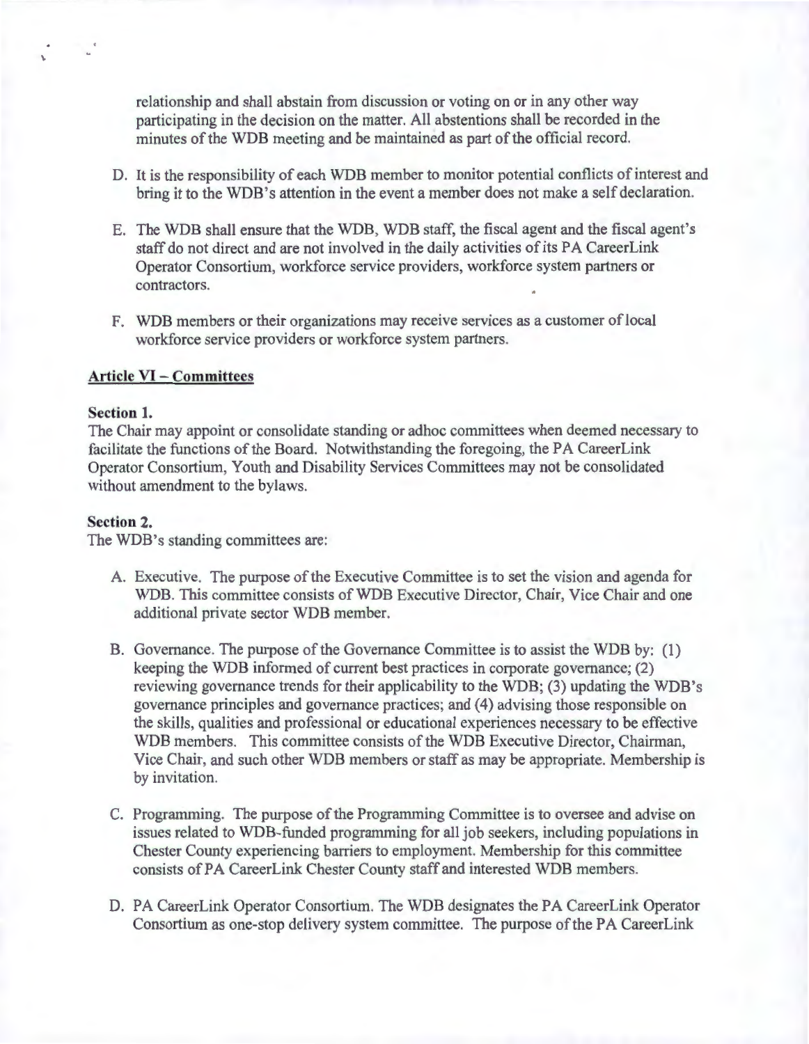relationship and shall abstain from discussion or voting on or in any other way participating in the decision on the matter. All abstentions shall be recorded in the minutes of the WDB meeting and be maintained as part of the official record.

D. It is the responsibility of each WDB member to monitor potential conflicts of interest and bring it to the WDB's attention in the event a member does not make a self declaration.

E. The WDB shall ensure that the WDB, WDB staff, the fiscal agent and the fiscal agent's staff do not direct and are not involved in the daily activities of its PA CareerLink Operator Consortium, workforce service providers, workforce system partners or contractors.

F. WDB members or their organizations may receive services as a customer of local workforce service providers or workforce system partners.

## Article VI – Committees

**Section 1.**
The Chair may appoint or consolidate standing or adhoc committees when deemed necessary to facilitate the functions of the Board. Notwithstanding the foregoing, the PA CareerLink Operator Consortium, Youth and Disability Services Committees may not be consolidated without amendment to the bylaws.

**Section 2.**
The WDB's standing committees are:

A. Executive. The purpose of the Executive Committee is to set the vision and agenda for WDB. This committee consists of WDB Executive Director, Chair, Vice Chair and one additional private sector WDB member.

B. Governance. The purpose of the Governance Committee is to assist the WDB by: (1) keeping the WDB informed of current best practices in corporate governance; (2) reviewing governance trends for their applicability to the WDB; (3) updating the WDB's governance principles and governance practices; and (4) advising those responsible on the skills, qualities and professional or educational experiences necessary to be effective WDB members. This committee consists of the WDB Executive Director, Chairman, Vice Chair, and such other WDB members or staff as may be appropriate. Membership is by invitation.

C. Programming. The purpose of the Programming Committee is to oversee and advise on issues related to WDB-funded programming for all job seekers, including populations in Chester County experiencing barriers to employment. Membership for this committee consists of PA CareerLink Chester County staff and interested WDB members.

D. PA CareerLink Operator Consortium. The WDB designates the PA CareerLink Operator Consortium as one-stop delivery system committee. The purpose of the PA CareerLink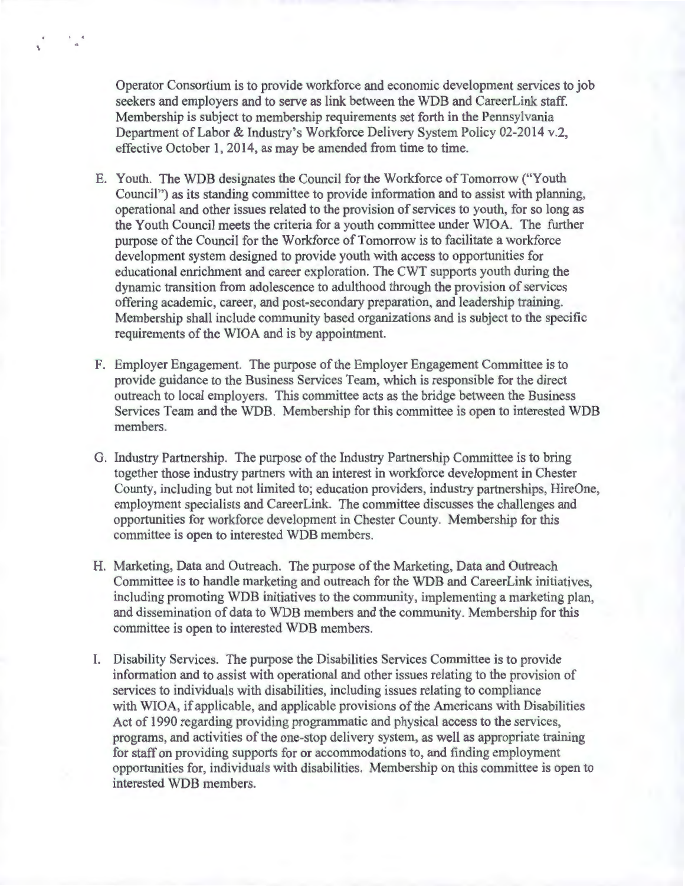Operator Consortium is to provide workforce and economic development services to job seekers and employers and to serve as link between the WDB and CareerLink staff. Membership is subject to membership requirements set forth in the Pennsylvania Department of Labor & Industry's Workforce Delivery System Policy 02-2014 v.2, effective October 1, 2014, as may be amended from time to time.

E. Youth. The WDB designates the Council for the Workforce of Tomorrow ("Youth Council") as its standing committee to provide information and to assist with planning, operational and other issues related to the provision of services to youth, for so long as the Youth Council meets the criteria for a youth committee under WIOA. The further purpose of the Council for the Workforce of Tomorrow is to facilitate a workforce development system designed to provide youth with access to opportunities for educational enrichment and career exploration. The CWT supports youth during the dynamic transition from adolescence to adulthood through the provision of services offering academic, career, and post-secondary preparation, and leadership training. Membership shall include community based organizations and is subject to the specific requirements of the WIOA and is by appointment.

F. Employer Engagement. The purpose of the Employer Engagement Committee is to provide guidance to the Business Services Team, which is responsible for the direct outreach to local employers. This committee acts as the bridge between the Business Services Team and the WDB. Membership for this committee is open to interested WDB members.

G. Industry Partnership. The purpose of the Industry Partnership Committee is to bring together those industry partners with an interest in workforce development in Chester County, including but not limited to; education providers, industry partnerships, HireOne, employment specialists and CareerLink. The committee discusses the challenges and opportunities for workforce development in Chester County. Membership for this committee is open to interested WDB members.

H. Marketing, Data and Outreach. The purpose of the Marketing, Data and Outreach Committee is to handle marketing and outreach for the WDB and CareerLink initiatives, including promoting WDB initiatives to the community, implementing a marketing plan, and dissemination of data to WDB members and the community. Membership for this committee is open to interested WDB members.

I. Disability Services. The purpose the Disabilities Services Committee is to provide information and to assist with operational and other issues relating to the provision of services to individuals with disabilities, including issues relating to compliance with WIOA, if applicable, and applicable provisions of the Americans with Disabilities Act of 1990 regarding providing programmatic and physical access to the services, programs, and activities of the one-stop delivery system, as well as appropriate training for staff on providing supports for or accommodations to, and finding employment opportunities for, individuals with disabilities. Membership on this committee is open to interested WDB members.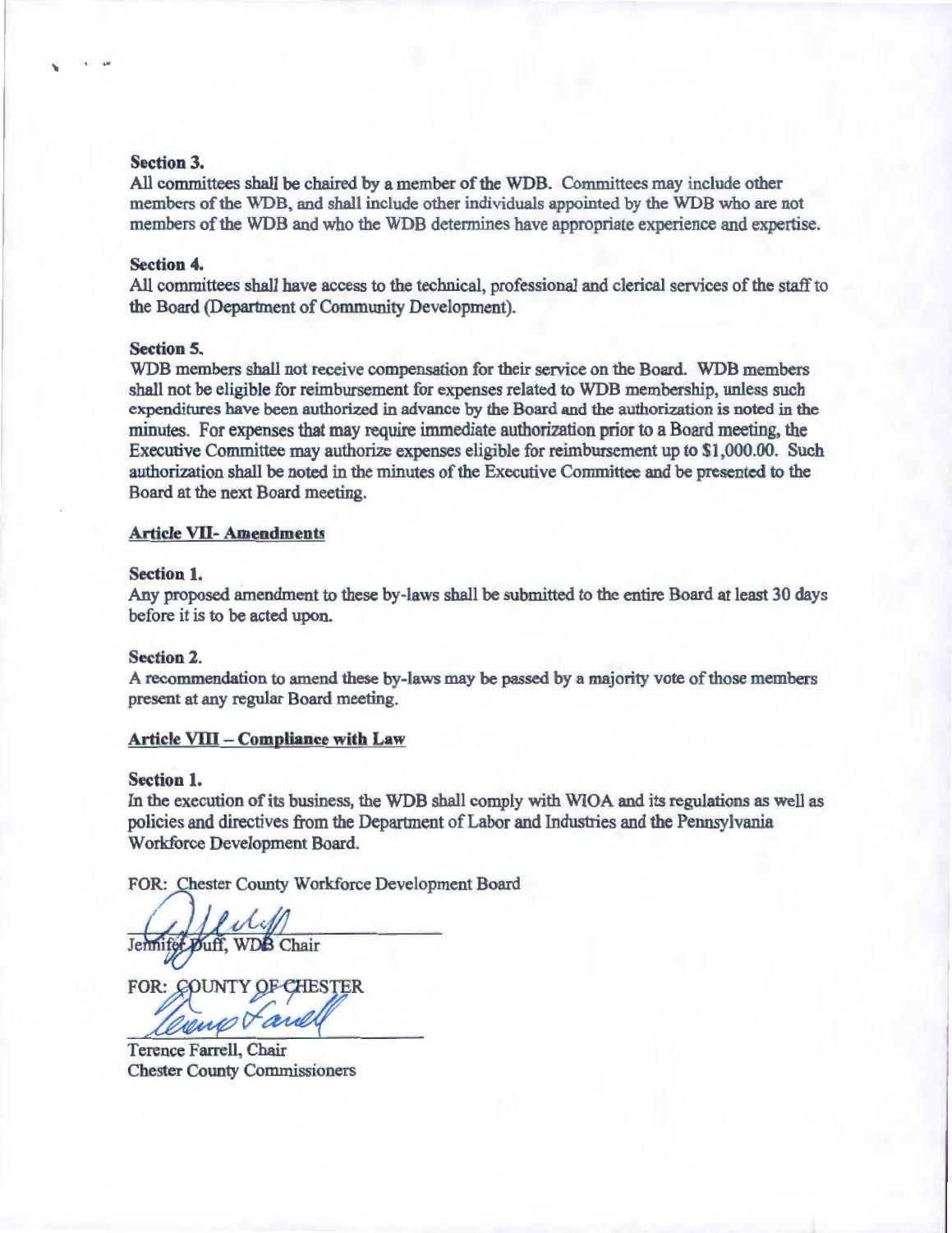**Section 3.**
All committees shall be chaired by a member of the WDB. Committees may include other members of the WDB, and shall include other individuals appointed by the WDB who are not members of the WDB and who the WDB determines have appropriate experience and expertise.

**Section 4.**
All committees shall have access to the technical, professional and clerical services of the staff to the Board (Department of Community Development).

**Section 5.**
WDB members shall not receive compensation for their service on the Board. WDB members shall not be eligible for reimbursement for expenses related to WDB membership, unless such expenditures have been authorized in advance by the Board and the authorization is noted in the minutes. For expenses that may require immediate authorization prior to a Board meeting, the Executive Committee may authorize expenses eligible for reimbursement up to $1,000.00. Such authorization shall be noted in the minutes of the Executive Committee and be presented to the Board at the next Board meeting.

## Article VII- Amendments

**Section 1.**
Any proposed amendment to these by-laws shall be submitted to the entire Board at least 30 days before it is to be acted upon.

**Section 2.**
A recommendation to amend these by-laws may be passed by a majority vote of those members present at any regular Board meeting.

## Article VIII – Compliance with Law

**Section 1.**
In the execution of its business, the WDB shall comply with WIOA and its regulations as well as policies and directives from the Department of Labor and Industries and the Pennsylvania Workforce Development Board.

FOR: Chester County Workforce Development Board

Jennifer Duff, WDB Chair

FOR: COUNTY OF CHESTER

Terence Farrell, Chair
Chester County Commissioners